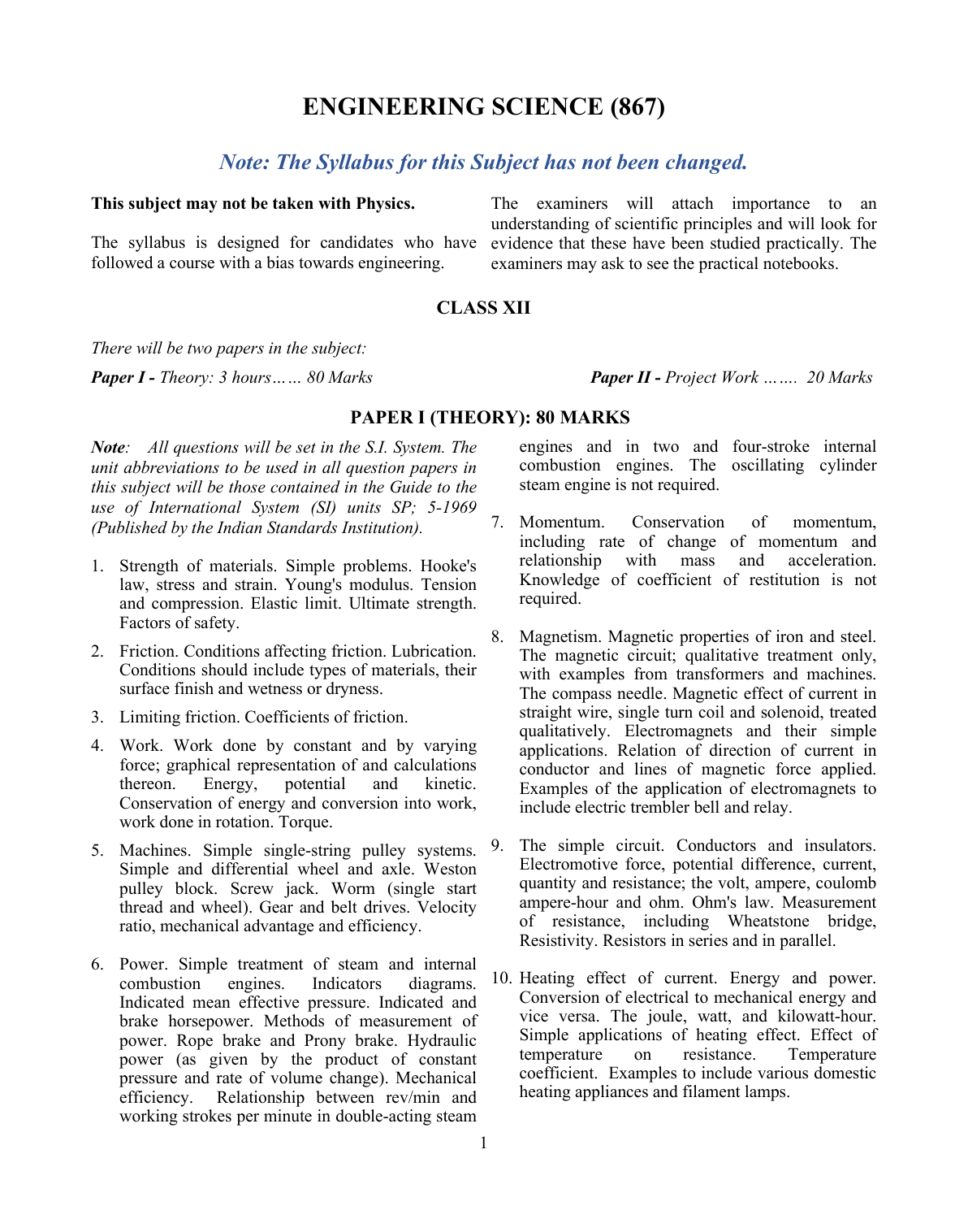# ENGINEERING SCIENCE (867)

## *Note: The Syllabus for this Subject has not been changed.*

**This subject may not be taken with Physics.**

The syllabus is designed for candidates who have followed a course with a bias towards engineering.

The examiners will attach importance to an understanding of scientific principles and will look for evidence that these have been studied practically. The examiners may ask to see the practical notebooks.

### CLASS XII

*There will be two papers in the subject:*

***Paper I** - Theory: 3 hours…… 80 Marks*

***Paper II** - Project Work ……. 20 Marks*

### PAPER I (THEORY): 80 MARKS

***Note**: All questions will be set in the S.I. System. The unit abbreviations to be used in all question papers in this subject will be those contained in the Guide to the use of International System (SI) units SP; 5-1969 (Published by the Indian Standards Institution).*

1. Strength of materials. Simple problems. Hooke's law, stress and strain. Young's modulus. Tension and compression. Elastic limit. Ultimate strength. Factors of safety.

2. Friction. Conditions affecting friction. Lubrication. Conditions should include types of materials, their surface finish and wetness or dryness.

3. Limiting friction. Coefficients of friction.

4. Work. Work done by constant and by varying force; graphical representation of and calculations thereon. Energy, potential and kinetic. Conservation of energy and conversion into work, work done in rotation. Torque.

5. Machines. Simple single-string pulley systems. Simple and differential wheel and axle. Weston pulley block. Screw jack. Worm (single start thread and wheel). Gear and belt drives. Velocity ratio, mechanical advantage and efficiency.

6. Power. Simple treatment of steam and internal combustion engines. Indicators diagrams. Indicated mean effective pressure. Indicated and brake horsepower. Methods of measurement of power. Rope brake and Prony brake. Hydraulic power (as given by the product of constant pressure and rate of volume change). Mechanical efficiency. Relationship between rev/min and working strokes per minute in double-acting steam engines and in two and four-stroke internal combustion engines. The oscillating cylinder steam engine is not required.

7. Momentum. Conservation of momentum, including rate of change of momentum and relationship with mass and acceleration. Knowledge of coefficient of restitution is not required.

8. Magnetism. Magnetic properties of iron and steel. The magnetic circuit; qualitative treatment only, with examples from transformers and machines. The compass needle. Magnetic effect of current in straight wire, single turn coil and solenoid, treated qualitatively. Electromagnets and their simple applications. Relation of direction of current in conductor and lines of magnetic force applied. Examples of the application of electromagnets to include electric trembler bell and relay.

9. The simple circuit. Conductors and insulators. Electromotive force, potential difference, current, quantity and resistance; the volt, ampere, coulomb ampere-hour and ohm. Ohm's law. Measurement of resistance, including Wheatstone bridge, Resistivity. Resistors in series and in parallel.

10. Heating effect of current. Energy and power. Conversion of electrical to mechanical energy and vice versa. The joule, watt, and kilowatt-hour. Simple applications of heating effect. Effect of temperature on resistance. Temperature coefficient. Examples to include various domestic heating appliances and filament lamps.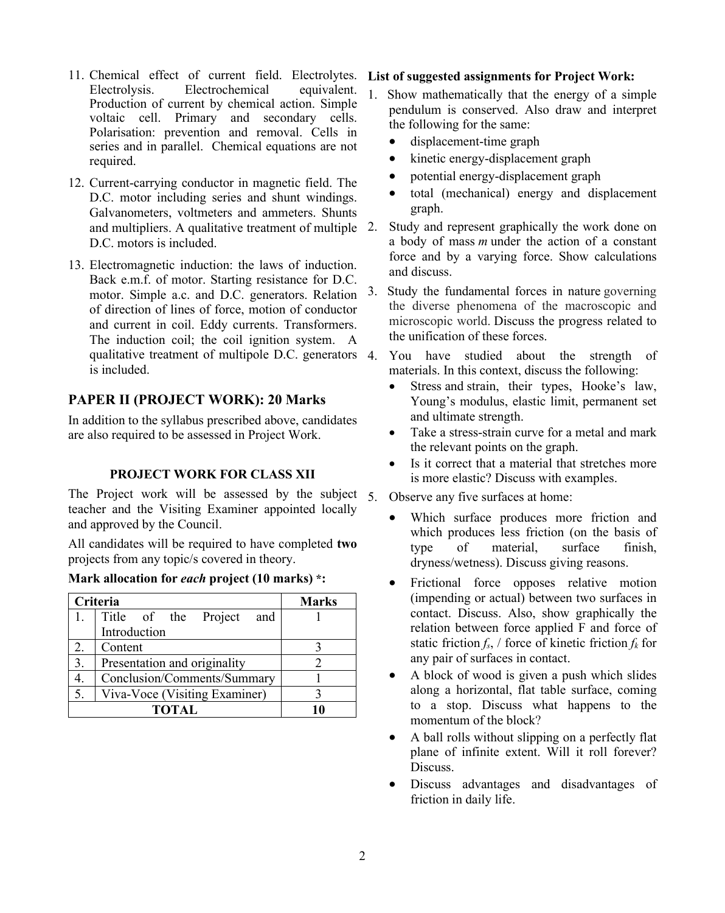11. Chemical effect of current field. Electrolytes. Electrolysis. Electrochemical equivalent. Production of current by chemical action. Simple voltaic cell. Primary and secondary cells. Polarisation: prevention and removal. Cells in series and in parallel. Chemical equations are not required.
12. Current-carrying conductor in magnetic field. The D.C. motor including series and shunt windings. Galvanometers, voltmeters and ammeters. Shunts and multipliers. A qualitative treatment of multiple D.C. motors is included.
13. Electromagnetic induction: the laws of induction. Back e.m.f. of motor. Starting resistance for D.C. motor. Simple a.c. and D.C. generators. Relation of direction of lines of force, motion of conductor and current in coil. Eddy currents. Transformers. The induction coil; the coil ignition system. A qualitative treatment of multipole D.C. generators is included.

## PAPER II (PROJECT WORK): 20 Marks

In addition to the syllabus prescribed above, candidates are also required to be assessed in Project Work.

### PROJECT WORK FOR CLASS XII

The Project work will be assessed by the subject teacher and the Visiting Examiner appointed locally and approved by the Council.

All candidates will be required to have completed **two** projects from any topic/s covered in theory.

**Mark allocation for *each* project (10 marks) \*:**

| Criteria | | Marks |
|---|---|---|
| 1. | Title of the Project and Introduction | 1 |
| 2. | Content | 3 |
| 3. | Presentation and originality | 2 |
| 4. | Conclusion/Comments/Summary | 1 |
| 5. | Viva-Voce (Visiting Examiner) | 3 |
| **TOTAL** | | **10** |

**List of suggested assignments for Project Work:**

1. Show mathematically that the energy of a simple pendulum is conserved. Also draw and interpret the following for the same:
   - displacement-time graph
   - kinetic energy-displacement graph
   - potential energy-displacement graph
   - total (mechanical) energy and displacement graph.
2. Study and represent graphically the work done on a body of mass *m* under the action of a constant force and by a varying force. Show calculations and discuss.
3. Study the fundamental forces in nature governing the diverse phenomena of the macroscopic and microscopic world. Discuss the progress related to the unification of these forces.
4. You have studied about the strength of materials. In this context, discuss the following:
   - Stress and strain, their types, Hooke's law, Young's modulus, elastic limit, permanent set and ultimate strength.
   - Take a stress-strain curve for a metal and mark the relevant points on the graph.
   - Is it correct that a material that stretches more is more elastic? Discuss with examples.
5. Observe any five surfaces at home:
   - Which surface produces more friction and which produces less friction (on the basis of type of material, surface finish, dryness/wetness). Discuss giving reasons.
   - Frictional force opposes relative motion (impending or actual) between two surfaces in contact. Discuss. Also, show graphically the relation between force applied F and force of static friction $f_s$, / force of kinetic friction $f_k$ for any pair of surfaces in contact.
   - A block of wood is given a push which slides along a horizontal, flat table surface, coming to a stop. Discuss what happens to the momentum of the block?
   - A ball rolls without slipping on a perfectly flat plane of infinite extent. Will it roll forever? Discuss.
   - Discuss advantages and disadvantages of friction in daily life.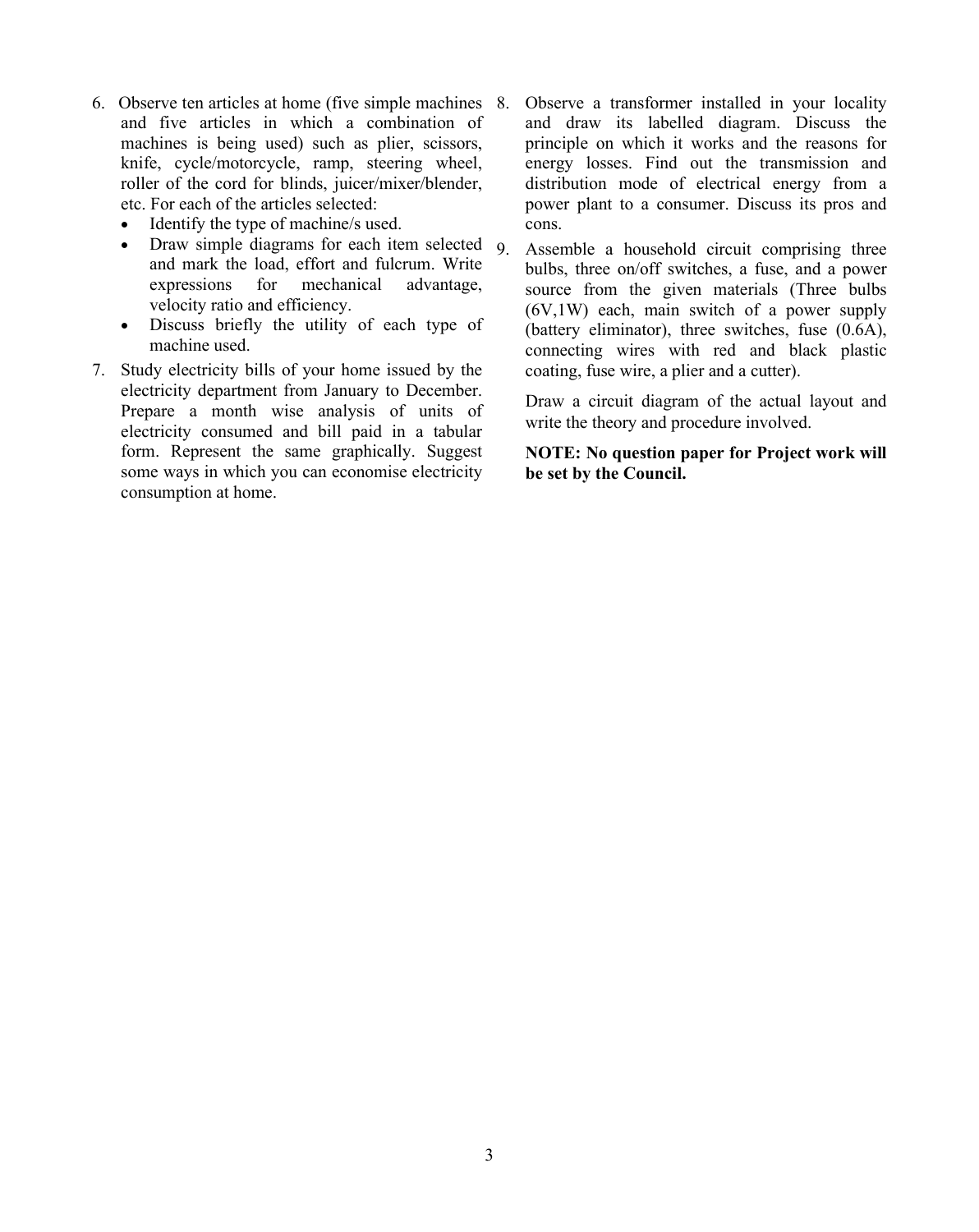6. Observe ten articles at home (five simple machines and five articles in which a combination of machines is being used) such as plier, scissors, knife, cycle/motorcycle, ramp, steering wheel, roller of the cord for blinds, juicer/mixer/blender, etc. For each of the articles selected:
   - Identify the type of machine/s used.
   - Draw simple diagrams for each item selected and mark the load, effort and fulcrum. Write expressions for mechanical advantage, velocity ratio and efficiency.
   - Discuss briefly the utility of each type of machine used.
7. Study electricity bills of your home issued by the electricity department from January to December. Prepare a month wise analysis of units of electricity consumed and bill paid in a tabular form. Represent the same graphically. Suggest some ways in which you can economise electricity consumption at home.
8. Observe a transformer installed in your locality and draw its labelled diagram. Discuss the principle on which it works and the reasons for energy losses. Find out the transmission and distribution mode of electrical energy from a power plant to a consumer. Discuss its pros and cons.
9. Assemble a household circuit comprising three bulbs, three on/off switches, a fuse, and a power source from the given materials (Three bulbs (6V,1W) each, main switch of a power supply (battery eliminator), three switches, fuse (0.6A), connecting wires with red and black plastic coating, fuse wire, a plier and a cutter).

   Draw a circuit diagram of the actual layout and write the theory and procedure involved.

**NOTE: No question paper for Project work will be set by the Council.**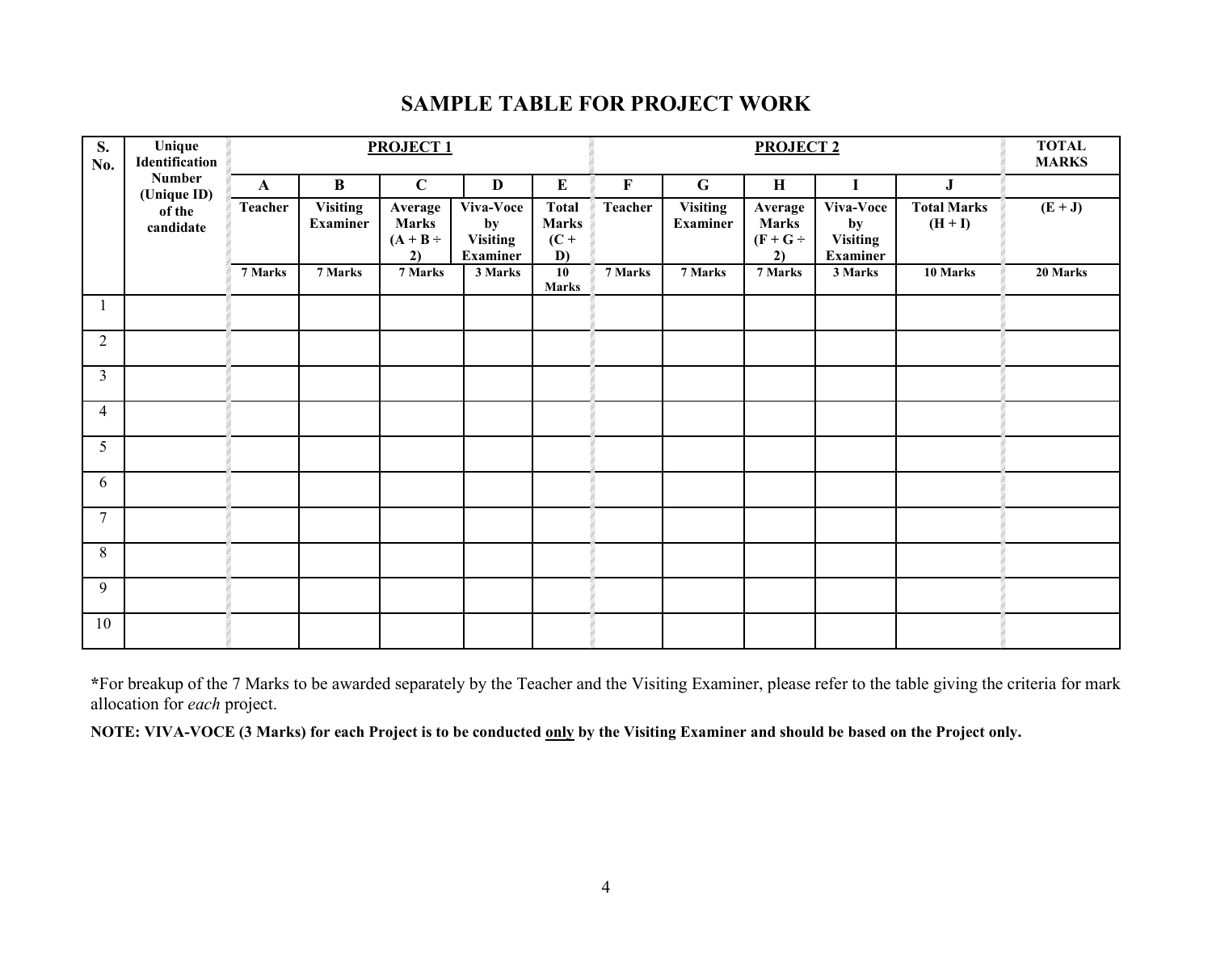# SAMPLE TABLE FOR PROJECT WORK

| S. No. | Unique Identification Number (Unique ID) of the candidate | **PROJECT 1** | | | | | **PROJECT 2** | | | | | TOTAL MARKS |
|---|---|---|---|---|---|---|---|---|---|---|---|---|
| | | A | B | C | D | E | F | G | H | I | J | |
| | | Teacher | Visiting Examiner | Average Marks (A + B ÷ 2) | Viva-Voce by Visiting Examiner | Total Marks (C + D) | Teacher | Visiting Examiner | Average Marks (F + G ÷ 2) | Viva-Voce by Visiting Examiner | Total Marks (H + I) | (E + J) |
| | | 7 Marks | 7 Marks | 7 Marks | 3 Marks | 10 Marks | 7 Marks | 7 Marks | 7 Marks | 3 Marks | 10 Marks | 20 Marks |
| 1 | | | | | | | | | | | | |
| 2 | | | | | | | | | | | | |
| 3 | | | | | | | | | | | | |
| 4 | | | | | | | | | | | | |
| 5 | | | | | | | | | | | | |
| 6 | | | | | | | | | | | | |
| 7 | | | | | | | | | | | | |
| 8 | | | | | | | | | | | | |
| 9 | | | | | | | | | | | | |
| 10 | | | | | | | | | | | | |

**\***For breakup of the 7 Marks to be awarded separately by the Teacher and the Visiting Examiner, please refer to the table giving the criteria for mark allocation for *each* project.

**NOTE: VIVA-VOCE (3 Marks) for each Project is to be conducted <u>only</u> by the Visiting Examiner and should be based on the Project only.**